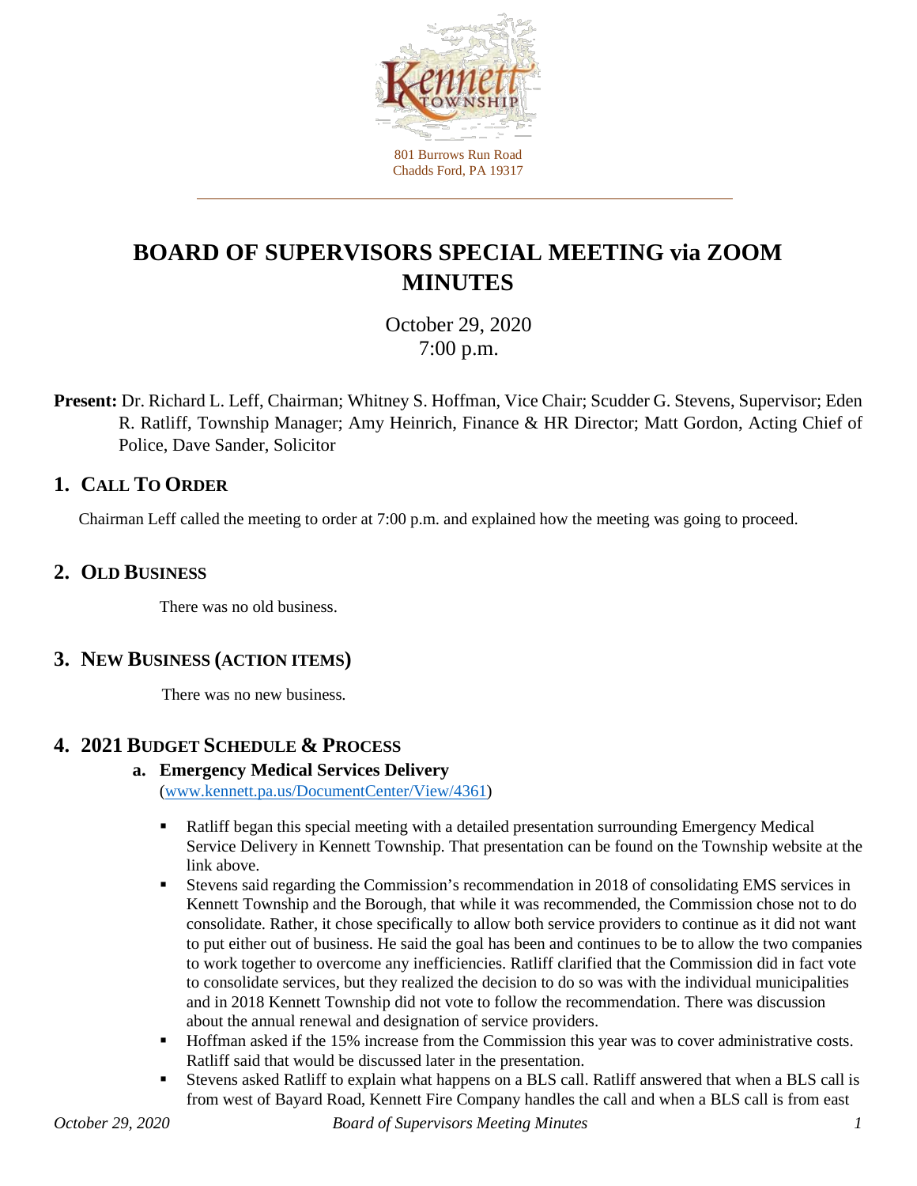801 Burrows Run Road
Chadds Ford, PA 19317

# BOARD OF SUPERVISORS SPECIAL MEETING via ZOOM MINUTES

October 29, 2020
7:00 p.m.

**Present:** Dr. Richard L. Leff, Chairman; Whitney S. Hoffman, Vice Chair; Scudder G. Stevens, Supervisor; Eden R. Ratliff, Township Manager; Amy Heinrich, Finance & HR Director; Matt Gordon, Acting Chief of Police, Dave Sander, Solicitor

## 1. CALL TO ORDER

Chairman Leff called the meeting to order at 7:00 p.m. and explained how the meeting was going to proceed.

## 2. OLD BUSINESS

There was no old business.

## 3. NEW BUSINESS (ACTION ITEMS)

There was no new business.

## 4. 2021 BUDGET SCHEDULE & PROCESS

### a. Emergency Medical Services Delivery

(www.kennett.pa.us/DocumentCenter/View/4361)

- Ratliff began this special meeting with a detailed presentation surrounding Emergency Medical Service Delivery in Kennett Township. That presentation can be found on the Township website at the link above.
- Stevens said regarding the Commission's recommendation in 2018 of consolidating EMS services in Kennett Township and the Borough, that while it was recommended, the Commission chose not to do consolidate. Rather, it chose specifically to allow both service providers to continue as it did not want to put either out of business. He said the goal has been and continues to be to allow the two companies to work together to overcome any inefficiencies. Ratliff clarified that the Commission did in fact vote to consolidate services, but they realized the decision to do so was with the individual municipalities and in 2018 Kennett Township did not vote to follow the recommendation. There was discussion about the annual renewal and designation of service providers.
- Hoffman asked if the 15% increase from the Commission this year was to cover administrative costs. Ratliff said that would be discussed later in the presentation.
- Stevens asked Ratliff to explain what happens on a BLS call. Ratliff answered that when a BLS call is from west of Bayard Road, Kennett Fire Company handles the call and when a BLS call is from east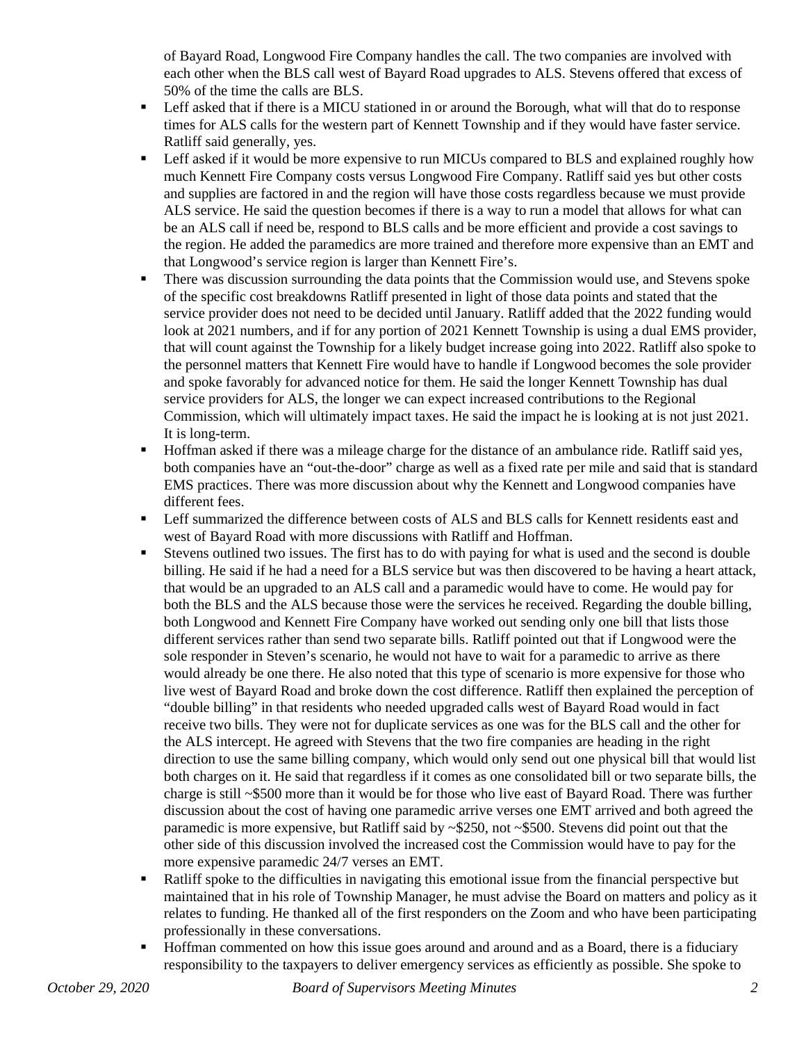of Bayard Road, Longwood Fire Company handles the call. The two companies are involved with each other when the BLS call west of Bayard Road upgrades to ALS. Stevens offered that excess of 50% of the time the calls are BLS.

- Leff asked that if there is a MICU stationed in or around the Borough, what will that do to response times for ALS calls for the western part of Kennett Township and if they would have faster service. Ratliff said generally, yes.
- Leff asked if it would be more expensive to run MICUs compared to BLS and explained roughly how much Kennett Fire Company costs versus Longwood Fire Company. Ratliff said yes but other costs and supplies are factored in and the region will have those costs regardless because we must provide ALS service. He said the question becomes if there is a way to run a model that allows for what can be an ALS call if need be, respond to BLS calls and be more efficient and provide a cost savings to the region. He added the paramedics are more trained and therefore more expensive than an EMT and that Longwood's service region is larger than Kennett Fire's.
- There was discussion surrounding the data points that the Commission would use, and Stevens spoke of the specific cost breakdowns Ratliff presented in light of those data points and stated that the service provider does not need to be decided until January. Ratliff added that the 2022 funding would look at 2021 numbers, and if for any portion of 2021 Kennett Township is using a dual EMS provider, that will count against the Township for a likely budget increase going into 2022. Ratliff also spoke to the personnel matters that Kennett Fire would have to handle if Longwood becomes the sole provider and spoke favorably for advanced notice for them. He said the longer Kennett Township has dual service providers for ALS, the longer we can expect increased contributions to the Regional Commission, which will ultimately impact taxes. He said the impact he is looking at is not just 2021. It is long-term.
- Hoffman asked if there was a mileage charge for the distance of an ambulance ride. Ratliff said yes, both companies have an "out-the-door" charge as well as a fixed rate per mile and said that is standard EMS practices. There was more discussion about why the Kennett and Longwood companies have different fees.
- Leff summarized the difference between costs of ALS and BLS calls for Kennett residents east and west of Bayard Road with more discussions with Ratliff and Hoffman.
- Stevens outlined two issues. The first has to do with paying for what is used and the second is double billing. He said if he had a need for a BLS service but was then discovered to be having a heart attack, that would be an upgraded to an ALS call and a paramedic would have to come. He would pay for both the BLS and the ALS because those were the services he received. Regarding the double billing, both Longwood and Kennett Fire Company have worked out sending only one bill that lists those different services rather than send two separate bills. Ratliff pointed out that if Longwood were the sole responder in Steven's scenario, he would not have to wait for a paramedic to arrive as there would already be one there. He also noted that this type of scenario is more expensive for those who live west of Bayard Road and broke down the cost difference. Ratliff then explained the perception of "double billing" in that residents who needed upgraded calls west of Bayard Road would in fact receive two bills. They were not for duplicate services as one was for the BLS call and the other for the ALS intercept. He agreed with Stevens that the two fire companies are heading in the right direction to use the same billing company, which would only send out one physical bill that would list both charges on it. He said that regardless if it comes as one consolidated bill or two separate bills, the charge is still ~$500 more than it would be for those who live east of Bayard Road. There was further discussion about the cost of having one paramedic arrive verses one EMT arrived and both agreed the paramedic is more expensive, but Ratliff said by ~$250, not ~$500. Stevens did point out that the other side of this discussion involved the increased cost the Commission would have to pay for the more expensive paramedic 24/7 verses an EMT.
- Ratliff spoke to the difficulties in navigating this emotional issue from the financial perspective but maintained that in his role of Township Manager, he must advise the Board on matters and policy as it relates to funding. He thanked all of the first responders on the Zoom and who have been participating professionally in these conversations.
- Hoffman commented on how this issue goes around and around and as a Board, there is a fiduciary responsibility to the taxpayers to deliver emergency services as efficiently as possible. She spoke to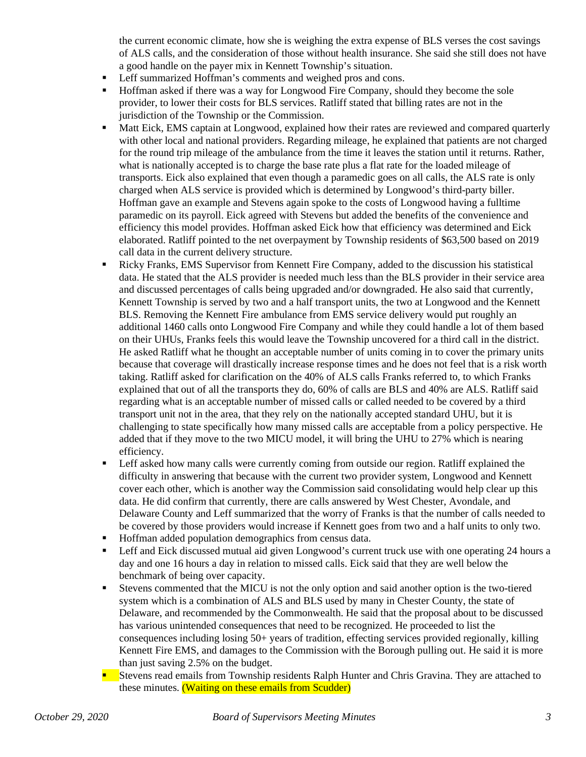the current economic climate, how she is weighing the extra expense of BLS verses the cost savings of ALS calls, and the consideration of those without health insurance. She said she still does not have a good handle on the payer mix in Kennett Township's situation.

- Leff summarized Hoffman's comments and weighed pros and cons.
- Hoffman asked if there was a way for Longwood Fire Company, should they become the sole provider, to lower their costs for BLS services. Ratliff stated that billing rates are not in the jurisdiction of the Township or the Commission.
- Matt Eick, EMS captain at Longwood, explained how their rates are reviewed and compared quarterly with other local and national providers. Regarding mileage, he explained that patients are not charged for the round trip mileage of the ambulance from the time it leaves the station until it returns. Rather, what is nationally accepted is to charge the base rate plus a flat rate for the loaded mileage of transports. Eick also explained that even though a paramedic goes on all calls, the ALS rate is only charged when ALS service is provided which is determined by Longwood's third-party biller. Hoffman gave an example and Stevens again spoke to the costs of Longwood having a fulltime paramedic on its payroll. Eick agreed with Stevens but added the benefits of the convenience and efficiency this model provides. Hoffman asked Eick how that efficiency was determined and Eick elaborated. Ratliff pointed to the net overpayment by Township residents of $63,500 based on 2019 call data in the current delivery structure.
- Ricky Franks, EMS Supervisor from Kennett Fire Company, added to the discussion his statistical data. He stated that the ALS provider is needed much less than the BLS provider in their service area and discussed percentages of calls being upgraded and/or downgraded. He also said that currently, Kennett Township is served by two and a half transport units, the two at Longwood and the Kennett BLS. Removing the Kennett Fire ambulance from EMS service delivery would put roughly an additional 1460 calls onto Longwood Fire Company and while they could handle a lot of them based on their UHUs, Franks feels this would leave the Township uncovered for a third call in the district. He asked Ratliff what he thought an acceptable number of units coming in to cover the primary units because that coverage will drastically increase response times and he does not feel that is a risk worth taking. Ratliff asked for clarification on the 40% of ALS calls Franks referred to, to which Franks explained that out of all the transports they do, 60% of calls are BLS and 40% are ALS. Ratliff said regarding what is an acceptable number of missed calls or called needed to be covered by a third transport unit not in the area, that they rely on the nationally accepted standard UHU, but it is challenging to state specifically how many missed calls are acceptable from a policy perspective. He added that if they move to the two MICU model, it will bring the UHU to 27% which is nearing efficiency.
- Leff asked how many calls were currently coming from outside our region. Ratliff explained the difficulty in answering that because with the current two provider system, Longwood and Kennett cover each other, which is another way the Commission said consolidating would help clear up this data. He did confirm that currently, there are calls answered by West Chester, Avondale, and Delaware County and Leff summarized that the worry of Franks is that the number of calls needed to be covered by those providers would increase if Kennett goes from two and a half units to only two.
- Hoffman added population demographics from census data.
- Leff and Eick discussed mutual aid given Longwood's current truck use with one operating 24 hours a day and one 16 hours a day in relation to missed calls. Eick said that they are well below the benchmark of being over capacity.
- Stevens commented that the MICU is not the only option and said another option is the two-tiered system which is a combination of ALS and BLS used by many in Chester County, the state of Delaware, and recommended by the Commonwealth. He said that the proposal about to be discussed has various unintended consequences that need to be recognized. He proceeded to list the consequences including losing 50+ years of tradition, effecting services provided regionally, killing Kennett Fire EMS, and damages to the Commission with the Borough pulling out. He said it is more than just saving 2.5% on the budget.
- Stevens read emails from Township residents Ralph Hunter and Chris Gravina. They are attached to these minutes. (Waiting on these emails from Scudder)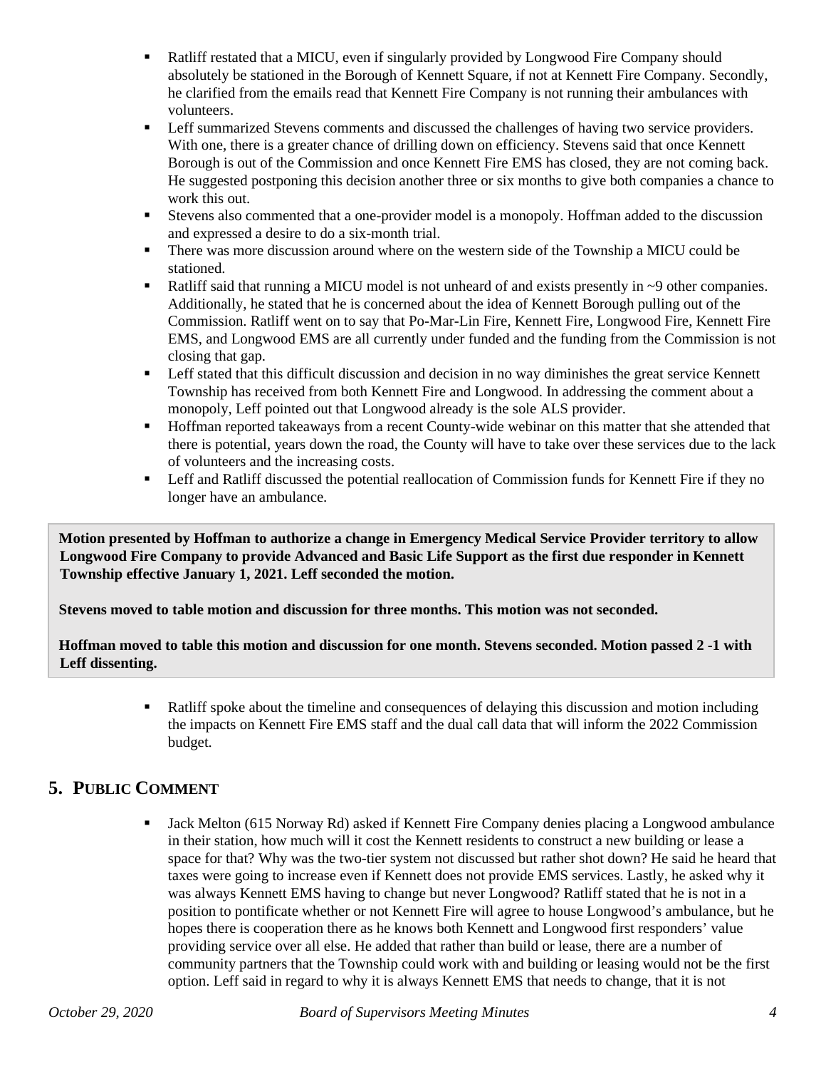- Ratliff restated that a MICU, even if singularly provided by Longwood Fire Company should absolutely be stationed in the Borough of Kennett Square, if not at Kennett Fire Company. Secondly, he clarified from the emails read that Kennett Fire Company is not running their ambulances with volunteers.
- Leff summarized Stevens comments and discussed the challenges of having two service providers. With one, there is a greater chance of drilling down on efficiency. Stevens said that once Kennett Borough is out of the Commission and once Kennett Fire EMS has closed, they are not coming back. He suggested postponing this decision another three or six months to give both companies a chance to work this out.
- Stevens also commented that a one-provider model is a monopoly. Hoffman added to the discussion and expressed a desire to do a six-month trial.
- There was more discussion around where on the western side of the Township a MICU could be stationed.
- Ratliff said that running a MICU model is not unheard of and exists presently in ~9 other companies. Additionally, he stated that he is concerned about the idea of Kennett Borough pulling out of the Commission. Ratliff went on to say that Po-Mar-Lin Fire, Kennett Fire, Longwood Fire, Kennett Fire EMS, and Longwood EMS are all currently under funded and the funding from the Commission is not closing that gap.
- Leff stated that this difficult discussion and decision in no way diminishes the great service Kennett Township has received from both Kennett Fire and Longwood. In addressing the comment about a monopoly, Leff pointed out that Longwood already is the sole ALS provider.
- Hoffman reported takeaways from a recent County-wide webinar on this matter that she attended that there is potential, years down the road, the County will have to take over these services due to the lack of volunteers and the increasing costs.
- Leff and Ratliff discussed the potential reallocation of Commission funds for Kennett Fire if they no longer have an ambulance.

**Motion presented by Hoffman to authorize a change in Emergency Medical Service Provider territory to allow Longwood Fire Company to provide Advanced and Basic Life Support as the first due responder in Kennett Township effective January 1, 2021. Leff seconded the motion.**

**Stevens moved to table motion and discussion for three months. This motion was not seconded.**

**Hoffman moved to table this motion and discussion for one month. Stevens seconded. Motion passed 2 -1 with Leff dissenting.**

- Ratliff spoke about the timeline and consequences of delaying this discussion and motion including the impacts on Kennett Fire EMS staff and the dual call data that will inform the 2022 Commission budget.

## 5. Public Comment

- Jack Melton (615 Norway Rd) asked if Kennett Fire Company denies placing a Longwood ambulance in their station, how much will it cost the Kennett residents to construct a new building or lease a space for that? Why was the two-tier system not discussed but rather shot down? He said he heard that taxes were going to increase even if Kennett does not provide EMS services. Lastly, he asked why it was always Kennett EMS having to change but never Longwood? Ratliff stated that he is not in a position to pontificate whether or not Kennett Fire will agree to house Longwood's ambulance, but he hopes there is cooperation there as he knows both Kennett and Longwood first responders' value providing service over all else. He added that rather than build or lease, there are a number of community partners that the Township could work with and building or leasing would not be the first option. Leff said in regard to why it is always Kennett EMS that needs to change, that it is not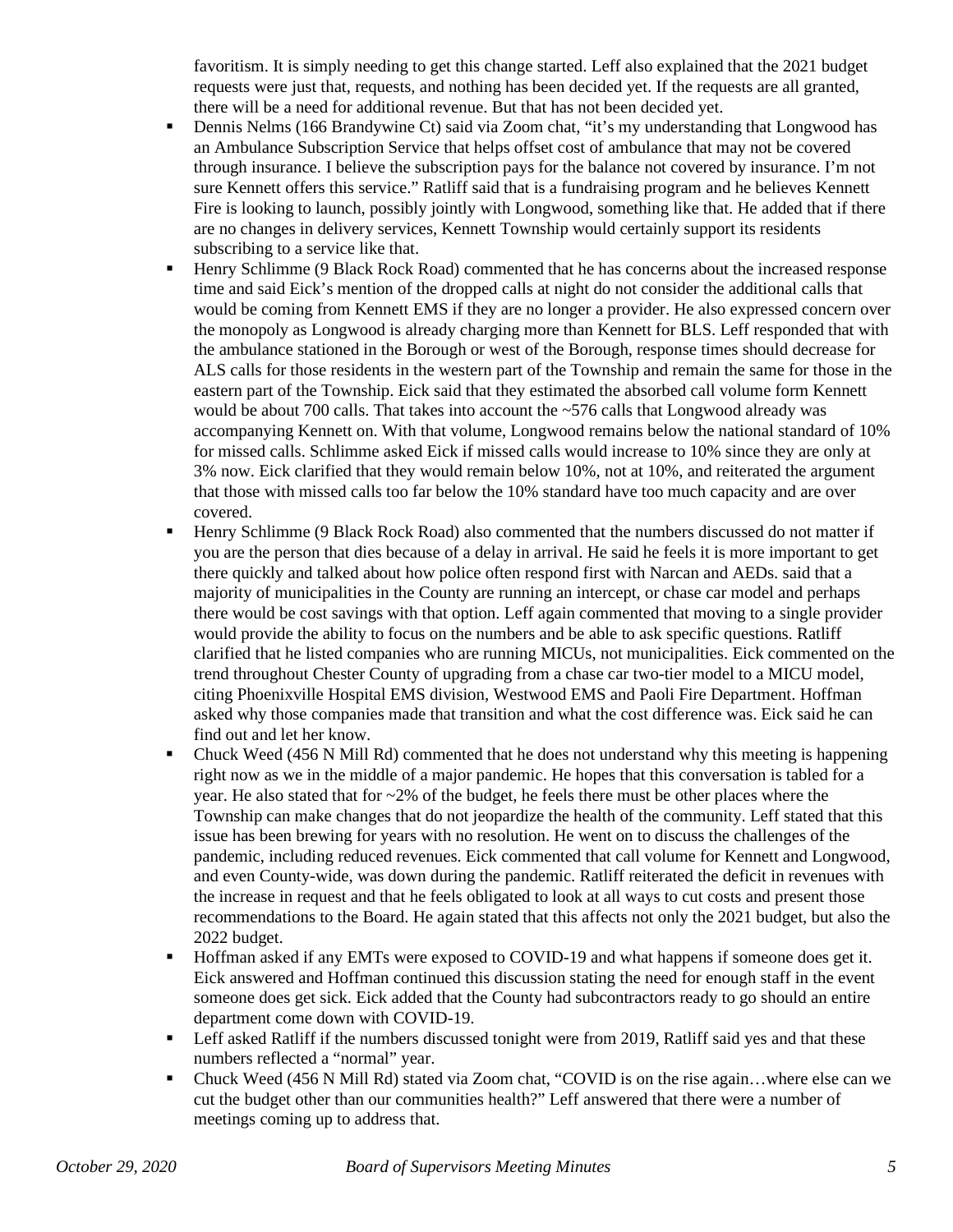favoritism. It is simply needing to get this change started. Leff also explained that the 2021 budget requests were just that, requests, and nothing has been decided yet. If the requests are all granted, there will be a need for additional revenue. But that has not been decided yet.

- Dennis Nelms (166 Brandywine Ct) said via Zoom chat, "it's my understanding that Longwood has an Ambulance Subscription Service that helps offset cost of ambulance that may not be covered through insurance. I believe the subscription pays for the balance not covered by insurance. I'm not sure Kennett offers this service." Ratliff said that is a fundraising program and he believes Kennett Fire is looking to launch, possibly jointly with Longwood, something like that. He added that if there are no changes in delivery services, Kennett Township would certainly support its residents subscribing to a service like that.
- Henry Schlimme (9 Black Rock Road) commented that he has concerns about the increased response time and said Eick's mention of the dropped calls at night do not consider the additional calls that would be coming from Kennett EMS if they are no longer a provider. He also expressed concern over the monopoly as Longwood is already charging more than Kennett for BLS. Leff responded that with the ambulance stationed in the Borough or west of the Borough, response times should decrease for ALS calls for those residents in the western part of the Township and remain the same for those in the eastern part of the Township. Eick said that they estimated the absorbed call volume form Kennett would be about 700 calls. That takes into account the ~576 calls that Longwood already was accompanying Kennett on. With that volume, Longwood remains below the national standard of 10% for missed calls. Schlimme asked Eick if missed calls would increase to 10% since they are only at 3% now. Eick clarified that they would remain below 10%, not at 10%, and reiterated the argument that those with missed calls too far below the 10% standard have too much capacity and are over covered.
- Henry Schlimme (9 Black Rock Road) also commented that the numbers discussed do not matter if you are the person that dies because of a delay in arrival. He said he feels it is more important to get there quickly and talked about how police often respond first with Narcan and AEDs. said that a majority of municipalities in the County are running an intercept, or chase car model and perhaps there would be cost savings with that option. Leff again commented that moving to a single provider would provide the ability to focus on the numbers and be able to ask specific questions. Ratliff clarified that he listed companies who are running MICUs, not municipalities. Eick commented on the trend throughout Chester County of upgrading from a chase car two-tier model to a MICU model, citing Phoenixville Hospital EMS division, Westwood EMS and Paoli Fire Department. Hoffman asked why those companies made that transition and what the cost difference was. Eick said he can find out and let her know.
- Chuck Weed (456 N Mill Rd) commented that he does not understand why this meeting is happening right now as we in the middle of a major pandemic. He hopes that this conversation is tabled for a year. He also stated that for ~2% of the budget, he feels there must be other places where the Township can make changes that do not jeopardize the health of the community. Leff stated that this issue has been brewing for years with no resolution. He went on to discuss the challenges of the pandemic, including reduced revenues. Eick commented that call volume for Kennett and Longwood, and even County-wide, was down during the pandemic. Ratliff reiterated the deficit in revenues with the increase in request and that he feels obligated to look at all ways to cut costs and present those recommendations to the Board. He again stated that this affects not only the 2021 budget, but also the 2022 budget.
- Hoffman asked if any EMTs were exposed to COVID-19 and what happens if someone does get it. Eick answered and Hoffman continued this discussion stating the need for enough staff in the event someone does get sick. Eick added that the County had subcontractors ready to go should an entire department come down with COVID-19.
- Leff asked Ratliff if the numbers discussed tonight were from 2019, Ratliff said yes and that these numbers reflected a "normal" year.
- Chuck Weed (456 N Mill Rd) stated via Zoom chat, "COVID is on the rise again…where else can we cut the budget other than our communities health?" Leff answered that there were a number of meetings coming up to address that.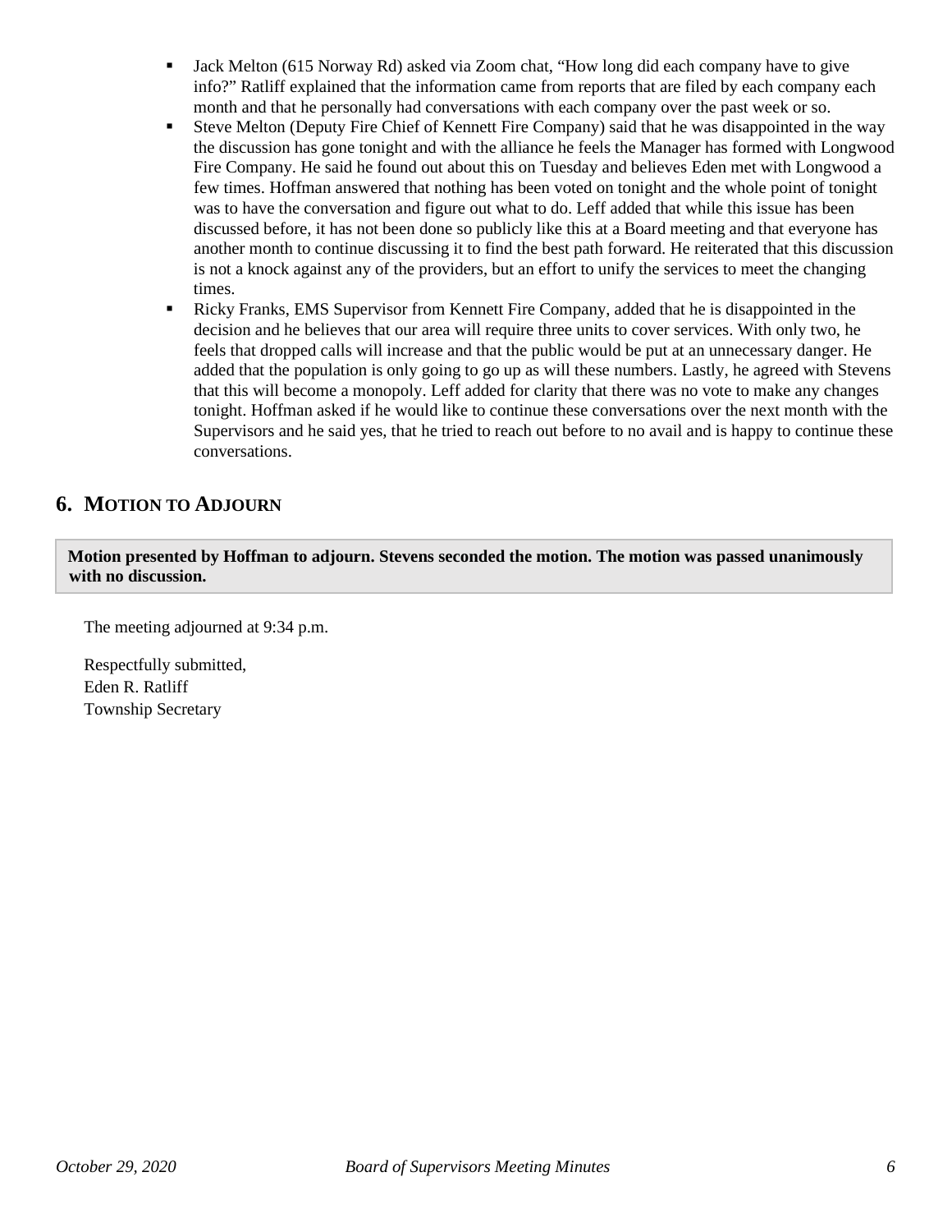- Jack Melton (615 Norway Rd) asked via Zoom chat, "How long did each company have to give info?" Ratliff explained that the information came from reports that are filed by each company each month and that he personally had conversations with each company over the past week or so.
- Steve Melton (Deputy Fire Chief of Kennett Fire Company) said that he was disappointed in the way the discussion has gone tonight and with the alliance he feels the Manager has formed with Longwood Fire Company. He said he found out about this on Tuesday and believes Eden met with Longwood a few times. Hoffman answered that nothing has been voted on tonight and the whole point of tonight was to have the conversation and figure out what to do. Leff added that while this issue has been discussed before, it has not been done so publicly like this at a Board meeting and that everyone has another month to continue discussing it to find the best path forward. He reiterated that this discussion is not a knock against any of the providers, but an effort to unify the services to meet the changing times.
- Ricky Franks, EMS Supervisor from Kennett Fire Company, added that he is disappointed in the decision and he believes that our area will require three units to cover services. With only two, he feels that dropped calls will increase and that the public would be put at an unnecessary danger. He added that the population is only going to go up as will these numbers. Lastly, he agreed with Stevens that this will become a monopoly. Leff added for clarity that there was no vote to make any changes tonight. Hoffman asked if he would like to continue these conversations over the next month with the Supervisors and he said yes, that he tried to reach out before to no avail and is happy to continue these conversations.

## 6. Motion to Adjourn

**Motion presented by Hoffman to adjourn. Stevens seconded the motion. The motion was passed unanimously with no discussion.**

The meeting adjourned at 9:34 p.m.

Respectfully submitted,
Eden R. Ratliff
Township Secretary